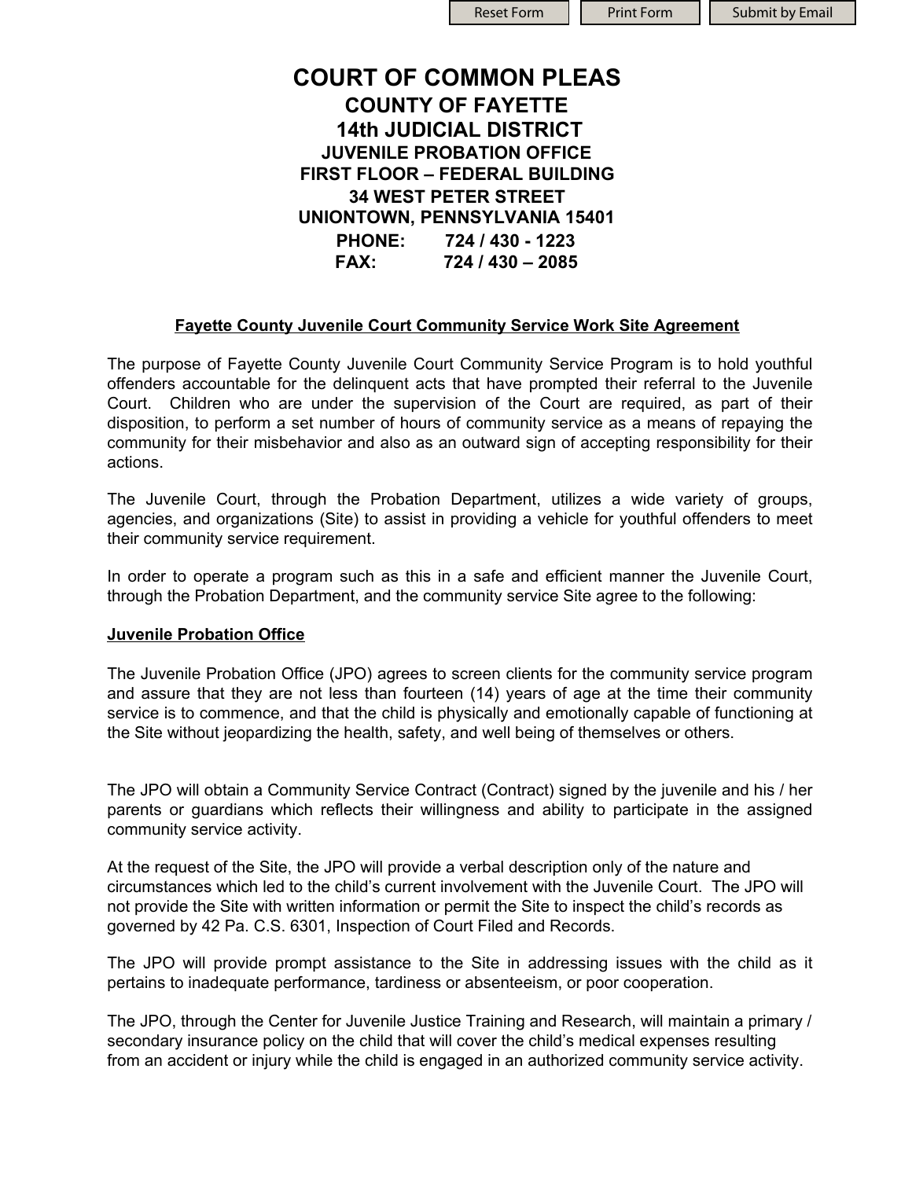# COURT OF COMMON PLEAS

## COUNTY OF FAYETTE

## 14th JUDICIAL DISTRICT

### JUVENILE PROBATION OFFICE

### FIRST FLOOR – FEDERAL BUILDING

### 34 WEST PETER STREET

### UNIONTOWN, PENNSYLVANIA 15401

**PHONE: 724 / 430 - 1223**

**FAX: 724 / 430 – 2085**

**Fayette County Juvenile Court Community Service Work Site Agreement**

The purpose of Fayette County Juvenile Court Community Service Program is to hold youthful offenders accountable for the delinquent acts that have prompted their referral to the Juvenile Court. Children who are under the supervision of the Court are required, as part of their disposition, to perform a set number of hours of community service as a means of repaying the community for their misbehavior and also as an outward sign of accepting responsibility for their actions.

The Juvenile Court, through the Probation Department, utilizes a wide variety of groups, agencies, and organizations (Site) to assist in providing a vehicle for youthful offenders to meet their community service requirement.

In order to operate a program such as this in a safe and efficient manner the Juvenile Court, through the Probation Department, and the community service Site agree to the following:

**Juvenile Probation Office**

The Juvenile Probation Office (JPO) agrees to screen clients for the community service program and assure that they are not less than fourteen (14) years of age at the time their community service is to commence, and that the child is physically and emotionally capable of functioning at the Site without jeopardizing the health, safety, and well being of themselves or others.

The JPO will obtain a Community Service Contract (Contract) signed by the juvenile and his / her parents or guardians which reflects their willingness and ability to participate in the assigned community service activity.

At the request of the Site, the JPO will provide a verbal description only of the nature and circumstances which led to the child's current involvement with the Juvenile Court. The JPO will not provide the Site with written information or permit the Site to inspect the child's records as governed by 42 Pa. C.S. 6301, Inspection of Court Filed and Records.

The JPO will provide prompt assistance to the Site in addressing issues with the child as it pertains to inadequate performance, tardiness or absenteeism, or poor cooperation.

The JPO, through the Center for Juvenile Justice Training and Research, will maintain a primary / secondary insurance policy on the child that will cover the child's medical expenses resulting from an accident or injury while the child is engaged in an authorized community service activity.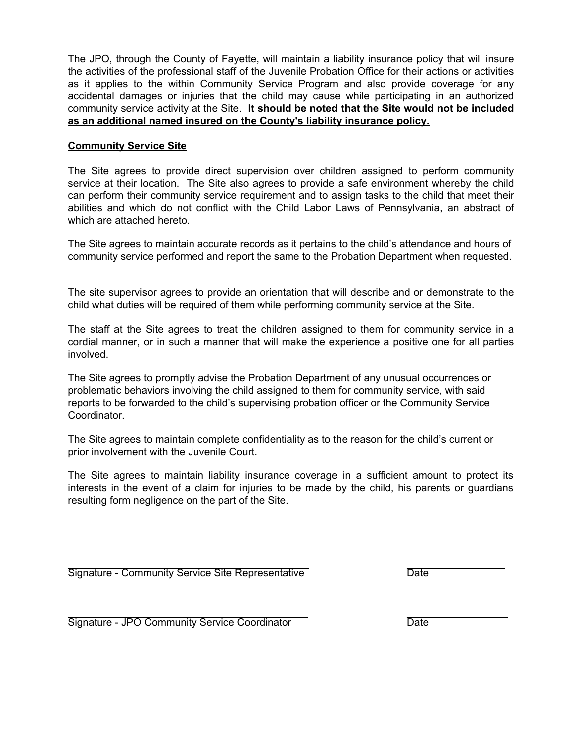The JPO, through the County of Fayette, will maintain a liability insurance policy that will insure the activities of the professional staff of the Juvenile Probation Office for their actions or activities as it applies to the within Community Service Program and also provide coverage for any accidental damages or injuries that the child may cause while participating in an authorized community service activity at the Site. **It should be noted that the Site would not be included as an additional named insured on the County's liability insurance policy.**

**Community Service Site**

The Site agrees to provide direct supervision over children assigned to perform community service at their location. The Site also agrees to provide a safe environment whereby the child can perform their community service requirement and to assign tasks to the child that meet their abilities and which do not conflict with the Child Labor Laws of Pennsylvania, an abstract of which are attached hereto.

The Site agrees to maintain accurate records as it pertains to the child's attendance and hours of community service performed and report the same to the Probation Department when requested.

The site supervisor agrees to provide an orientation that will describe and or demonstrate to the child what duties will be required of them while performing community service at the Site.

The staff at the Site agrees to treat the children assigned to them for community service in a cordial manner, or in such a manner that will make the experience a positive one for all parties involved.

The Site agrees to promptly advise the Probation Department of any unusual occurrences or problematic behaviors involving the child assigned to them for community service, with said reports to be forwarded to the child's supervising probation officer or the Community Service Coordinator.

The Site agrees to maintain complete confidentiality as to the reason for the child's current or prior involvement with the Juvenile Court.

The Site agrees to maintain liability insurance coverage in a sufficient amount to protect its interests in the event of a claim for injuries to be made by the child, his parents or guardians resulting form negligence on the part of the Site.

\_\_\_\_\_\_\_\_\_\_\_\_\_\_\_\_\_\_\_\_\_\_\_\_\_\_\_\_\_\_\_\_\_\_\_\_\_\_\_\_ \_\_\_\_\_\_\_\_\_\_\_\_\_\_\_\_

Signature - Community Service Site Representative Date

\_\_\_\_\_\_\_\_\_\_\_\_\_\_\_\_\_\_\_\_\_\_\_\_\_\_\_\_\_\_\_\_\_\_\_\_\_\_\_\_ \_\_\_\_\_\_\_\_\_\_\_\_\_\_\_\_

Signature - JPO Community Service Coordinator Date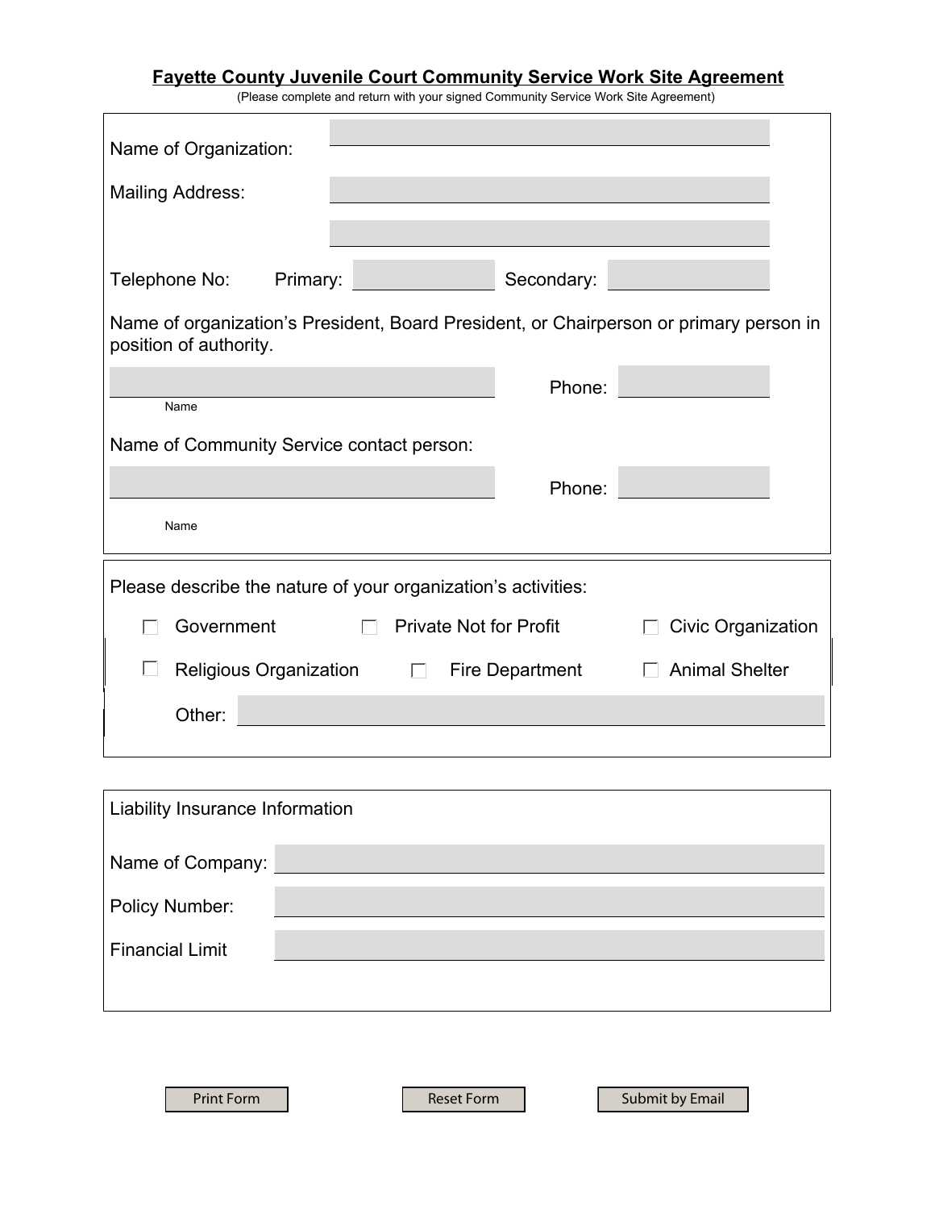**Fayette County Juvenile Court Community Service Work Site Agreement**

(Please complete and return with your signed Community Service Work Site Agreement)

Name of Organization: ______________________________

Mailing Address: ______________________________

______________________________

Telephone No: Primary: ______________ Secondary: ______________

Name of organization's President, Board President, or Chairperson or primary person in position of authority.

______________________________ Phone: ______________

Name

Name of Community Service contact person:

______________________________ Phone: ______________

Name

Please describe the nature of your organization's activities:

- ☐ Government
- ☐ Private Not for Profit
- ☐ Civic Organization
- ☐ Religious Organization
- ☐ Fire Department
- ☐ Animal Shelter

Other: ______________________________

Liability Insurance Information

Name of Company: ______________________________

Policy Number: ______________________________

Financial Limit ______________________________

Print Form | Reset Form | Submit by Email